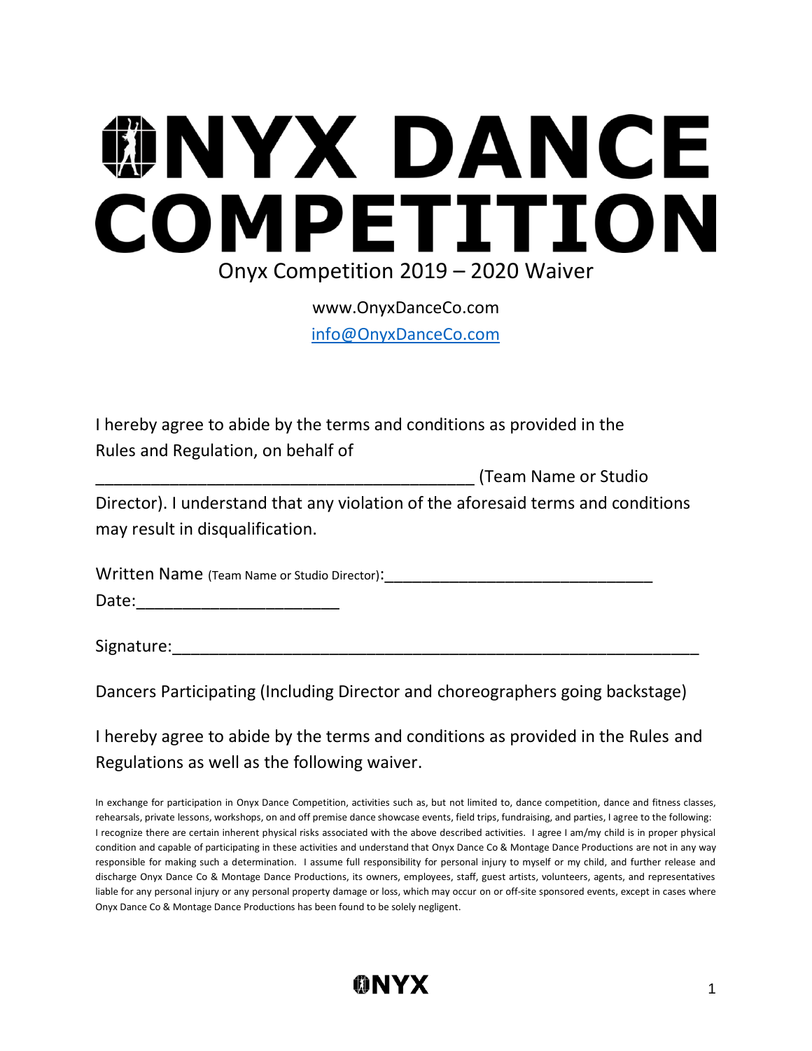# ONYX DANCE COMPETITION

## Onyx Competition 2019 – 2020 Waiver

www.OnyxDanceCo.com

info@OnyxDanceCo.com

I hereby agree to abide by the terms and conditions as provided in the Rules and Regulation, on behalf of ________________________________________ (Team Name or Studio Director). I understand that any violation of the aforesaid terms and conditions may result in disqualification.

Written Name (Team Name or Studio Director):______________________________

Date:______________________

Signature:__________________________________________________________

Dancers Participating (Including Director and choreographers going backstage)

I hereby agree to abide by the terms and conditions as provided in the Rules and Regulations as well as the following waiver.

In exchange for participation in Onyx Dance Competition, activities such as, but not limited to, dance competition, dance and fitness classes, rehearsals, private lessons, workshops, on and off premise dance showcase events, field trips, fundraising, and parties, I agree to the following: I recognize there are certain inherent physical risks associated with the above described activities. I agree I am/my child is in proper physical condition and capable of participating in these activities and understand that Onyx Dance Co & Montage Dance Productions are not in any way responsible for making such a determination. I assume full responsibility for personal injury to myself or my child, and further release and discharge Onyx Dance Co & Montage Dance Productions, its owners, employees, staff, guest artists, volunteers, agents, and representatives liable for any personal injury or any personal property damage or loss, which may occur on or off-site sponsored events, except in cases where Onyx Dance Co & Montage Dance Productions has been found to be solely negligent.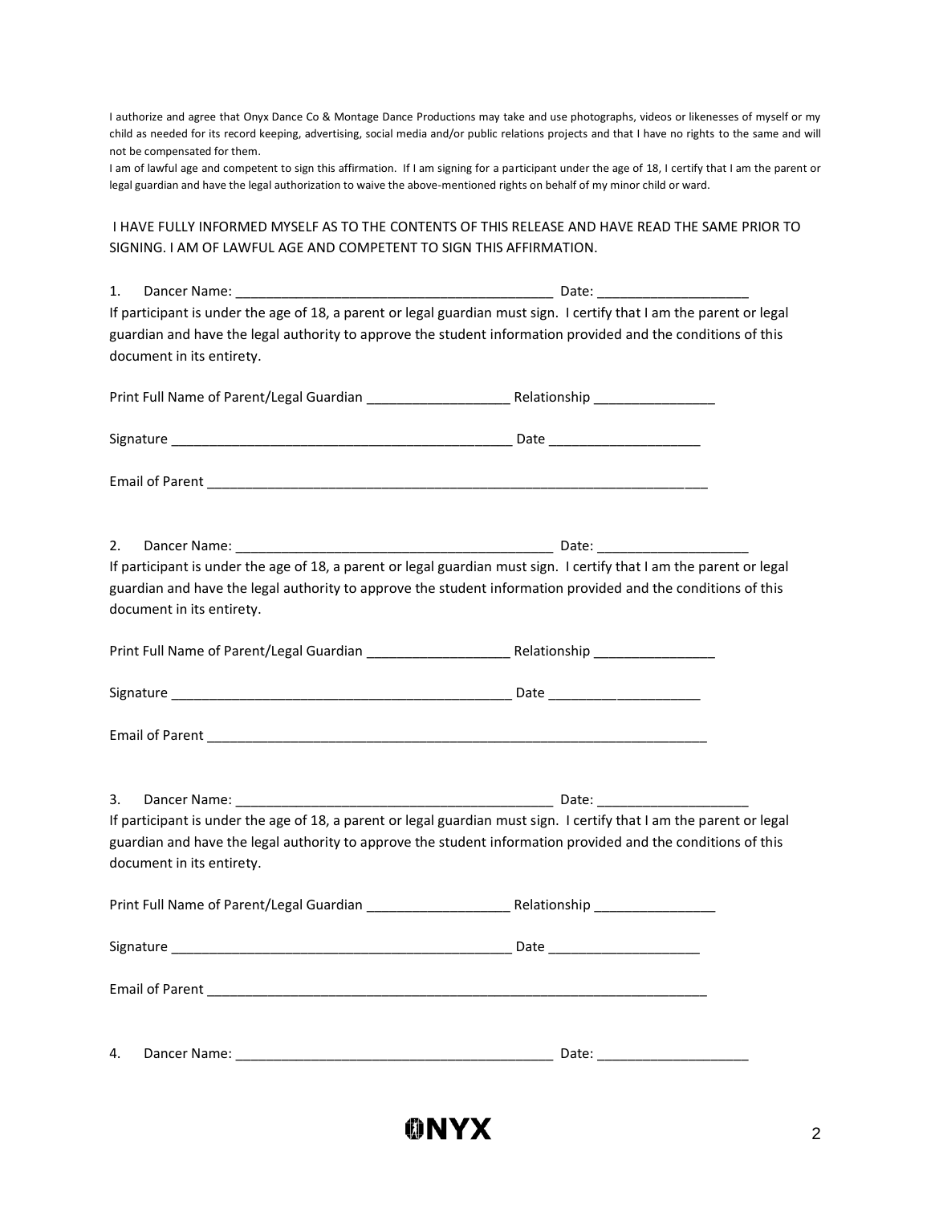I authorize and agree that Onyx Dance Co & Montage Dance Productions may take and use photographs, videos or likenesses of myself or my child as needed for its record keeping, advertising, social media and/or public relations projects and that I have no rights to the same and will not be compensated for them.

I am of lawful age and competent to sign this affirmation. If I am signing for a participant under the age of 18, I certify that I am the parent or legal guardian and have the legal authorization to waive the above-mentioned rights on behalf of my minor child or ward.

I HAVE FULLY INFORMED MYSELF AS TO THE CONTENTS OF THIS RELEASE AND HAVE READ THE SAME PRIOR TO SIGNING. I AM OF LAWFUL AGE AND COMPETENT TO SIGN THIS AFFIRMATION.

1. Dancer Name: ___________________________________________ Date: ____________________

If participant is under the age of 18, a parent or legal guardian must sign. I certify that I am the parent or legal guardian and have the legal authority to approve the student information provided and the conditions of this document in its entirety.

Print Full Name of Parent/Legal Guardian ___________________ Relationship ________________

Signature ______________________________________________ Date ____________________

Email of Parent ____________________________________________________________________

2. Dancer Name: ___________________________________________ Date: ____________________

If participant is under the age of 18, a parent or legal guardian must sign. I certify that I am the parent or legal guardian and have the legal authority to approve the student information provided and the conditions of this document in its entirety.

Print Full Name of Parent/Legal Guardian ___________________ Relationship ________________

Signature ______________________________________________ Date ____________________

Email of Parent ____________________________________________________________________

3. Dancer Name: ___________________________________________ Date: ____________________

If participant is under the age of 18, a parent or legal guardian must sign. I certify that I am the parent or legal guardian and have the legal authority to approve the student information provided and the conditions of this document in its entirety.

Print Full Name of Parent/Legal Guardian ___________________ Relationship ________________

Signature ______________________________________________ Date ____________________

Email of Parent ____________________________________________________________________

4. Dancer Name: ___________________________________________ Date: ____________________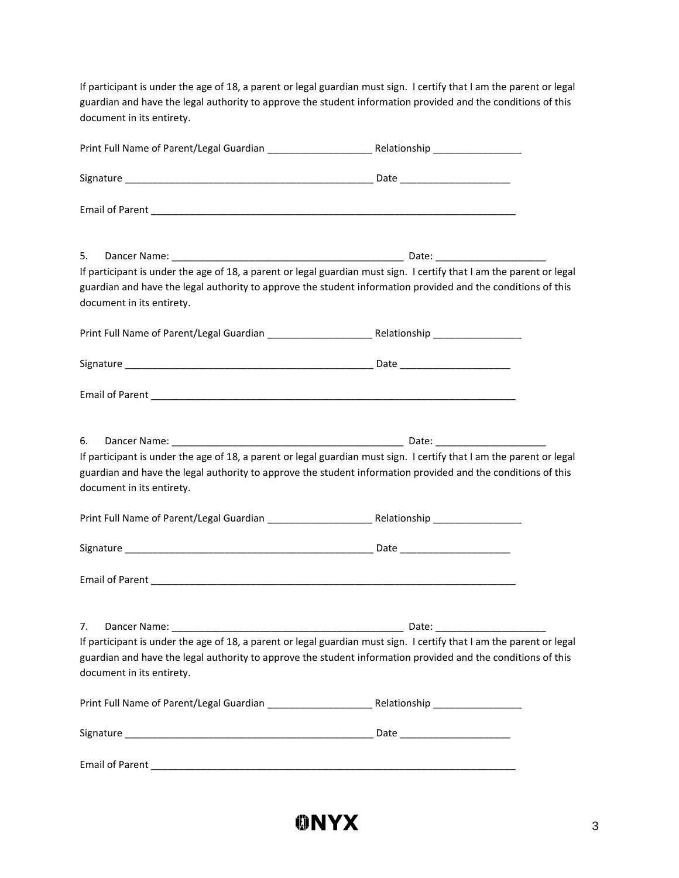If participant is under the age of 18, a parent or legal guardian must sign. I certify that I am the parent or legal guardian and have the legal authority to approve the student information provided and the conditions of this document in its entirety.

Print Full Name of Parent/Legal Guardian ___________________ Relationship ________________

Signature ______________________________________________ Date ____________________

Email of Parent ____________________________________________________________________

5. Dancer Name: ___________________________________________ Date: ____________________

If participant is under the age of 18, a parent or legal guardian must sign. I certify that I am the parent or legal guardian and have the legal authority to approve the student information provided and the conditions of this document in its entirety.

Print Full Name of Parent/Legal Guardian ___________________ Relationship ________________

Signature ______________________________________________ Date ____________________

Email of Parent ____________________________________________________________________

6. Dancer Name: ___________________________________________ Date: ____________________

If participant is under the age of 18, a parent or legal guardian must sign. I certify that I am the parent or legal guardian and have the legal authority to approve the student information provided and the conditions of this document in its entirety.

Print Full Name of Parent/Legal Guardian ___________________ Relationship ________________

Signature ______________________________________________ Date ____________________

Email of Parent ____________________________________________________________________

7. Dancer Name: ___________________________________________ Date: ____________________

If participant is under the age of 18, a parent or legal guardian must sign. I certify that I am the parent or legal guardian and have the legal authority to approve the student information provided and the conditions of this document in its entirety.

Print Full Name of Parent/Legal Guardian ___________________ Relationship ________________

Signature ______________________________________________ Date ____________________

Email of Parent ____________________________________________________________________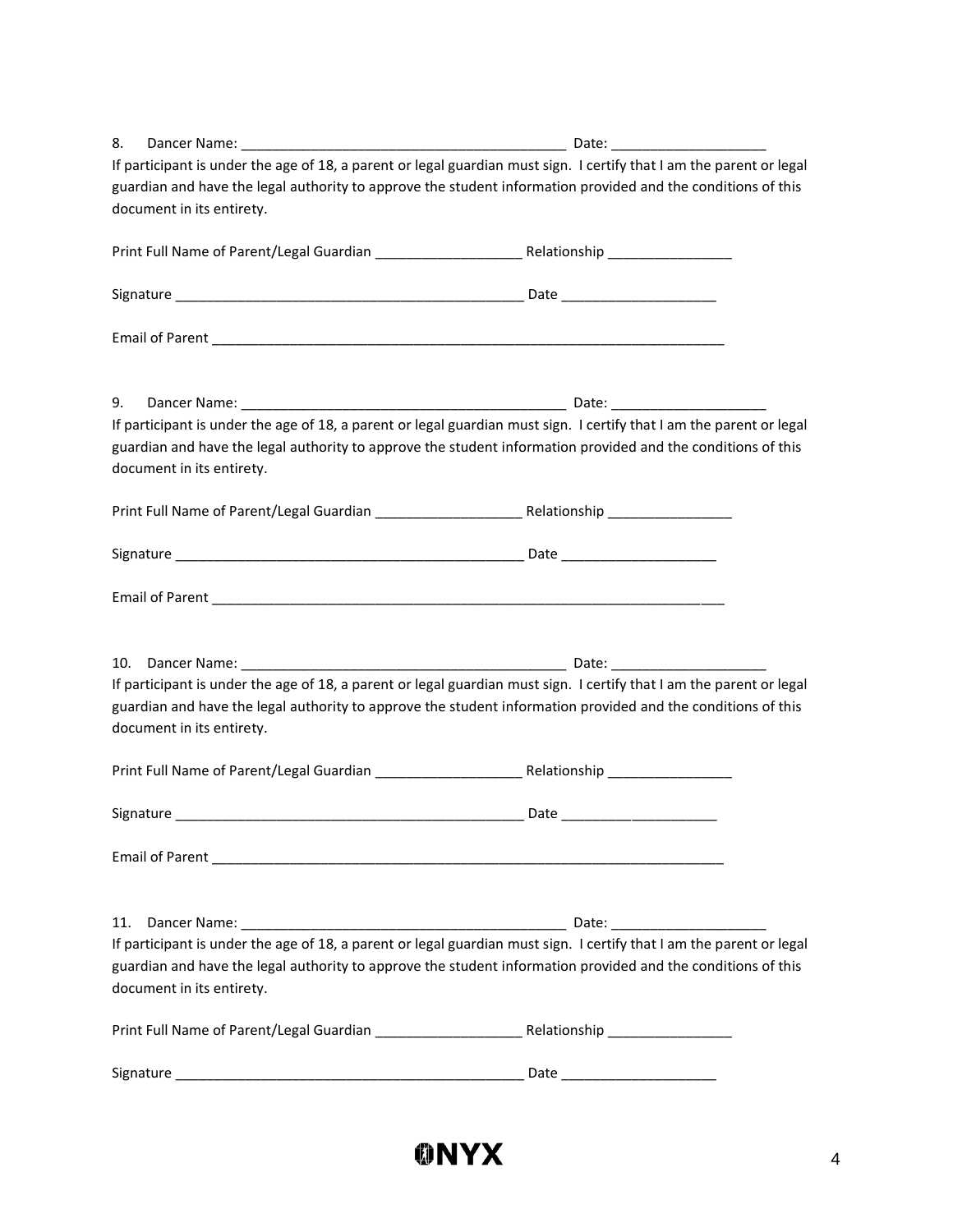8. Dancer Name: ___________________________________________ Date: ____________________

If participant is under the age of 18, a parent or legal guardian must sign. I certify that I am the parent or legal guardian and have the legal authority to approve the student information provided and the conditions of this document in its entirety.

Print Full Name of Parent/Legal Guardian ___________________ Relationship ________________

Signature ______________________________________________ Date ____________________

Email of Parent ____________________________________________________________________

9. Dancer Name: ___________________________________________ Date: ____________________

If participant is under the age of 18, a parent or legal guardian must sign. I certify that I am the parent or legal guardian and have the legal authority to approve the student information provided and the conditions of this document in its entirety.

Print Full Name of Parent/Legal Guardian ___________________ Relationship ________________

Signature ______________________________________________ Date ____________________

Email of Parent ____________________________________________________________________

10. Dancer Name: ___________________________________________ Date: ____________________

If participant is under the age of 18, a parent or legal guardian must sign. I certify that I am the parent or legal guardian and have the legal authority to approve the student information provided and the conditions of this document in its entirety.

Print Full Name of Parent/Legal Guardian ___________________ Relationship ________________

Signature ______________________________________________ Date ____________________

Email of Parent ____________________________________________________________________

11. Dancer Name: ___________________________________________ Date: ____________________

If participant is under the age of 18, a parent or legal guardian must sign. I certify that I am the parent or legal guardian and have the legal authority to approve the student information provided and the conditions of this document in its entirety.

Print Full Name of Parent/Legal Guardian ___________________ Relationship ________________

Signature ______________________________________________ Date ____________________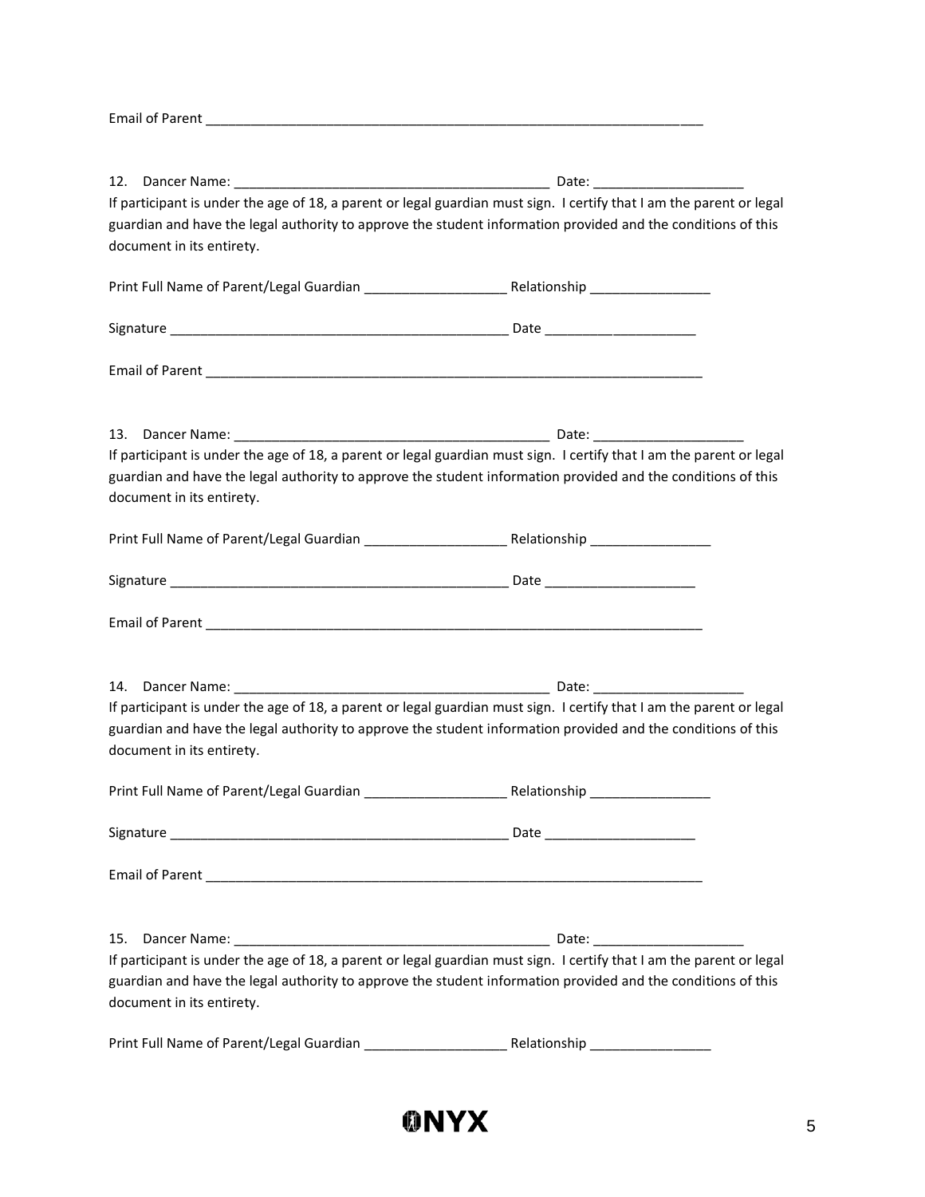Email of Parent _______________________________________________________________________

12. Dancer Name: __________________________________________ Date: ____________________

If participant is under the age of 18, a parent or legal guardian must sign. I certify that I am the parent or legal guardian and have the legal authority to approve the student information provided and the conditions of this document in its entirety.

Print Full Name of Parent/Legal Guardian ___________________ Relationship ________________

Signature _______________________________________________ Date ____________________

Email of Parent _______________________________________________________________________

13. Dancer Name: __________________________________________ Date: ____________________

If participant is under the age of 18, a parent or legal guardian must sign. I certify that I am the parent or legal guardian and have the legal authority to approve the student information provided and the conditions of this document in its entirety.

Print Full Name of Parent/Legal Guardian ___________________ Relationship ________________

Signature _______________________________________________ Date ____________________

Email of Parent _______________________________________________________________________

14. Dancer Name: __________________________________________ Date: ____________________

If participant is under the age of 18, a parent or legal guardian must sign. I certify that I am the parent or legal guardian and have the legal authority to approve the student information provided and the conditions of this document in its entirety.

Print Full Name of Parent/Legal Guardian ___________________ Relationship ________________

Signature _______________________________________________ Date ____________________

Email of Parent _______________________________________________________________________

15. Dancer Name: __________________________________________ Date: ____________________

If participant is under the age of 18, a parent or legal guardian must sign. I certify that I am the parent or legal guardian and have the legal authority to approve the student information provided and the conditions of this document in its entirety.

Print Full Name of Parent/Legal Guardian ___________________ Relationship ________________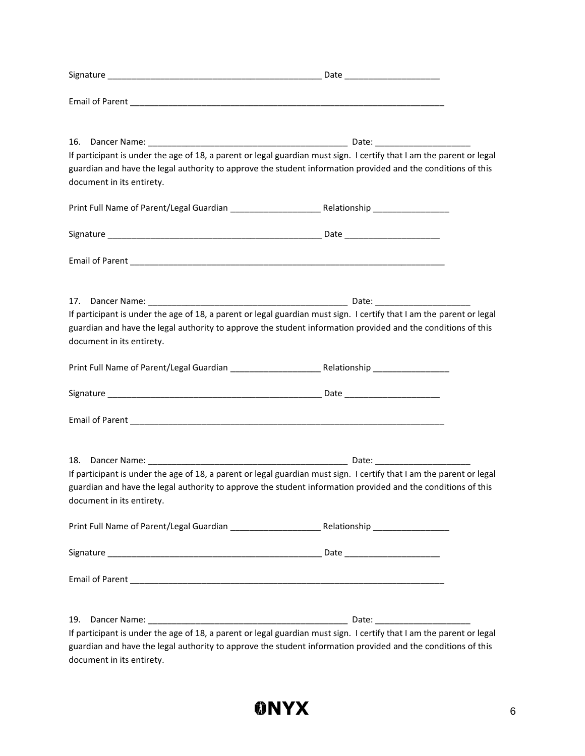Signature _____________________________________________ Date ____________________

Email of Parent ___________________________________________________________________

16. Dancer Name: __________________________________________ Date: ____________________

If participant is under the age of 18, a parent or legal guardian must sign. I certify that I am the parent or legal guardian and have the legal authority to approve the student information provided and the conditions of this document in its entirety.

Print Full Name of Parent/Legal Guardian ___________________ Relationship ________________

Signature _____________________________________________ Date ____________________

Email of Parent ___________________________________________________________________

17. Dancer Name: __________________________________________ Date: ____________________

If participant is under the age of 18, a parent or legal guardian must sign. I certify that I am the parent or legal guardian and have the legal authority to approve the student information provided and the conditions of this document in its entirety.

Print Full Name of Parent/Legal Guardian ___________________ Relationship ________________

Signature _____________________________________________ Date ____________________

Email of Parent ___________________________________________________________________

18. Dancer Name: __________________________________________ Date: ____________________

If participant is under the age of 18, a parent or legal guardian must sign. I certify that I am the parent or legal guardian and have the legal authority to approve the student information provided and the conditions of this document in its entirety.

Print Full Name of Parent/Legal Guardian ___________________ Relationship ________________

Signature _____________________________________________ Date ____________________

Email of Parent ___________________________________________________________________

19. Dancer Name: __________________________________________ Date: ____________________

If participant is under the age of 18, a parent or legal guardian must sign. I certify that I am the parent or legal guardian and have the legal authority to approve the student information provided and the conditions of this document in its entirety.

ONYX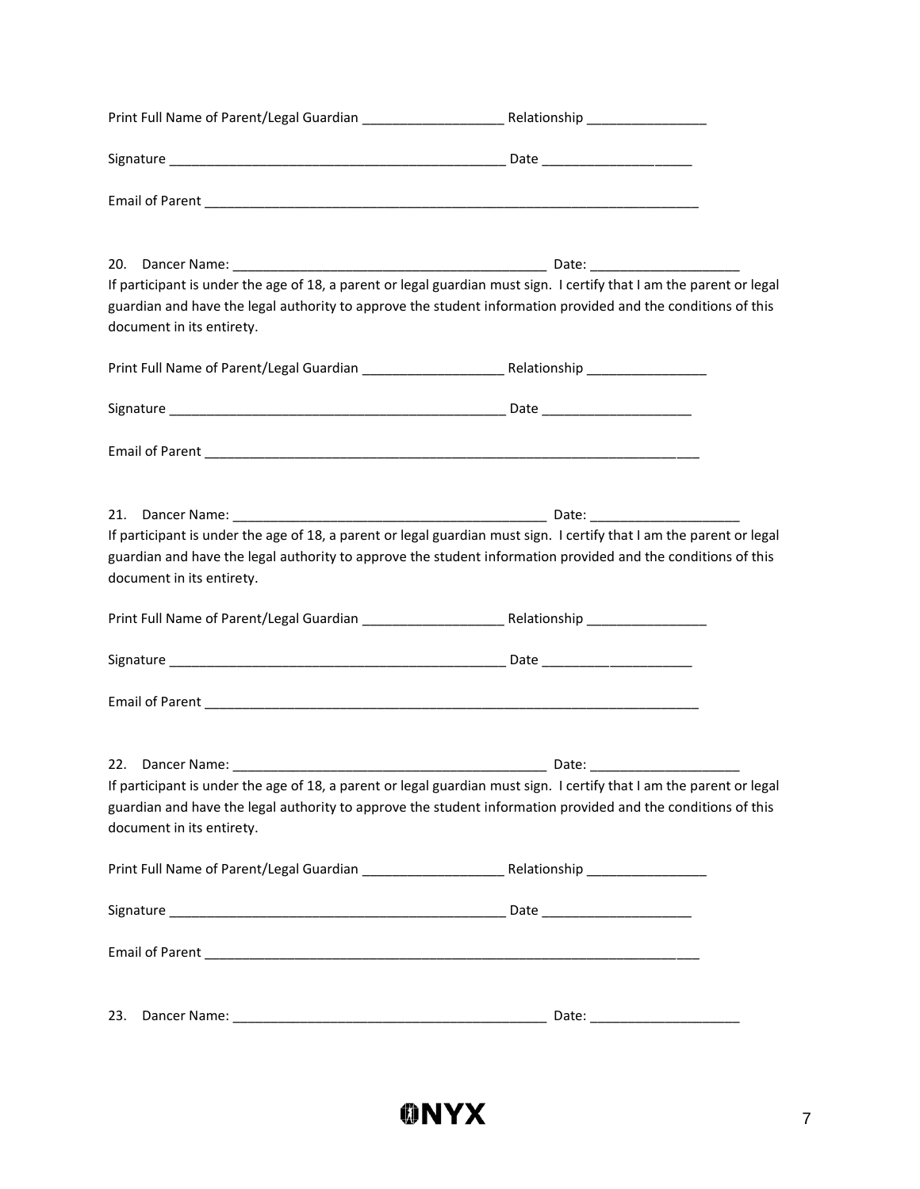Print Full Name of Parent/Legal Guardian ___________________ Relationship ________________

Signature ______________________________________________ Date ____________________

Email of Parent ____________________________________________________________________

20. Dancer Name: ___________________________________________ Date: ____________________

If participant is under the age of 18, a parent or legal guardian must sign. I certify that I am the parent or legal guardian and have the legal authority to approve the student information provided and the conditions of this document in its entirety.

Print Full Name of Parent/Legal Guardian ___________________ Relationship ________________

Signature ______________________________________________ Date ____________________

Email of Parent ____________________________________________________________________

21. Dancer Name: ___________________________________________ Date: ____________________

If participant is under the age of 18, a parent or legal guardian must sign. I certify that I am the parent or legal guardian and have the legal authority to approve the student information provided and the conditions of this document in its entirety.

Print Full Name of Parent/Legal Guardian ___________________ Relationship ________________

Signature ______________________________________________ Date ____________________

Email of Parent ____________________________________________________________________

22. Dancer Name: ___________________________________________ Date: ____________________

If participant is under the age of 18, a parent or legal guardian must sign. I certify that I am the parent or legal guardian and have the legal authority to approve the student information provided and the conditions of this document in its entirety.

Print Full Name of Parent/Legal Guardian ___________________ Relationship ________________

Signature ______________________________________________ Date ____________________

Email of Parent ____________________________________________________________________

23. Dancer Name: ___________________________________________ Date: ____________________

ONYX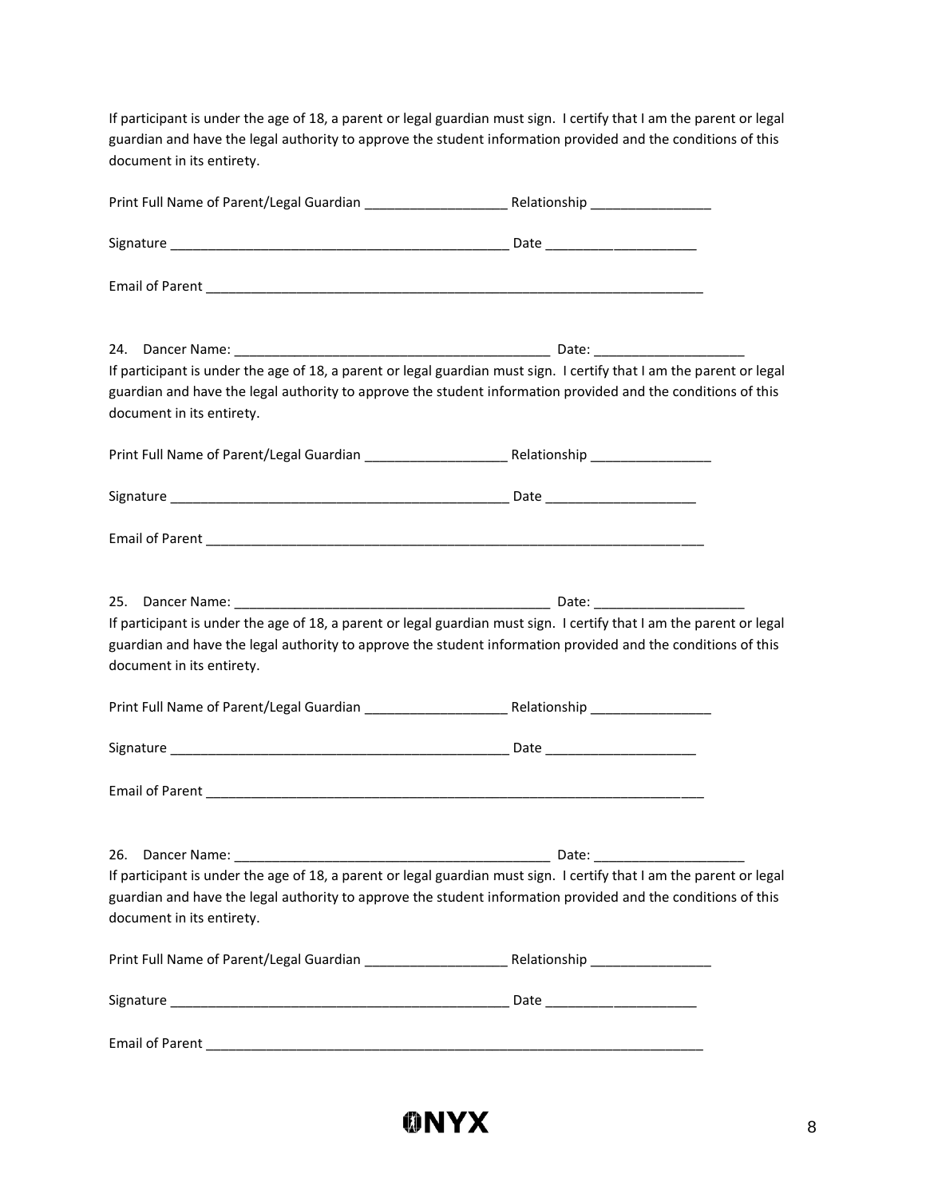If participant is under the age of 18, a parent or legal guardian must sign. I certify that I am the parent or legal guardian and have the legal authority to approve the student information provided and the conditions of this document in its entirety.

Print Full Name of Parent/Legal Guardian ___________________ Relationship ________________

Signature ______________________________________________ Date ____________________

Email of Parent ____________________________________________________________________

24. Dancer Name: ___________________________________________ Date: ____________________

If participant is under the age of 18, a parent or legal guardian must sign. I certify that I am the parent or legal guardian and have the legal authority to approve the student information provided and the conditions of this document in its entirety.

Print Full Name of Parent/Legal Guardian ___________________ Relationship ________________

Signature ______________________________________________ Date ____________________

Email of Parent ____________________________________________________________________

25. Dancer Name: ___________________________________________ Date: ____________________

If participant is under the age of 18, a parent or legal guardian must sign. I certify that I am the parent or legal guardian and have the legal authority to approve the student information provided and the conditions of this document in its entirety.

Print Full Name of Parent/Legal Guardian ___________________ Relationship ________________

Signature ______________________________________________ Date ____________________

Email of Parent ____________________________________________________________________

26. Dancer Name: ___________________________________________ Date: ____________________

If participant is under the age of 18, a parent or legal guardian must sign. I certify that I am the parent or legal guardian and have the legal authority to approve the student information provided and the conditions of this document in its entirety.

Print Full Name of Parent/Legal Guardian ___________________ Relationship ________________

Signature ______________________________________________ Date ____________________

Email of Parent ____________________________________________________________________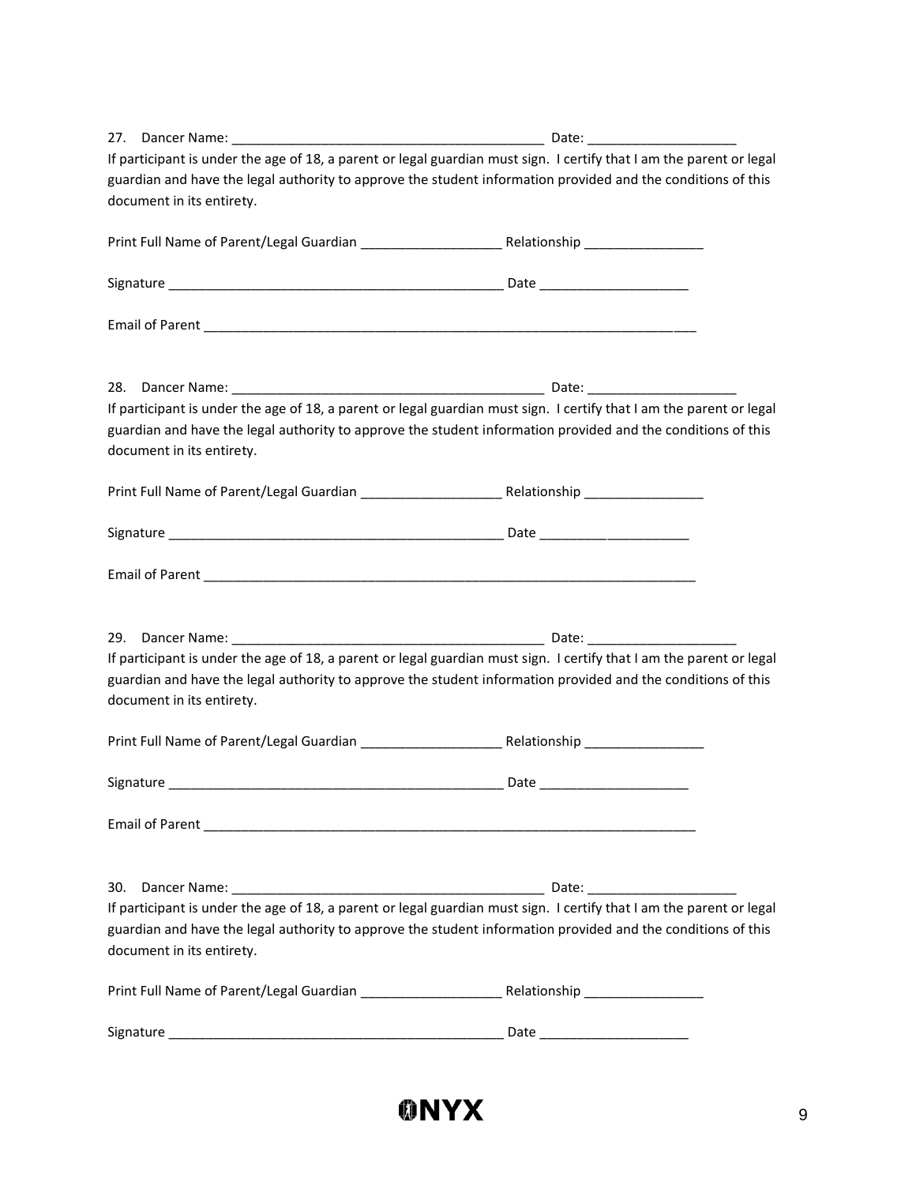27. Dancer Name: ___________________________________________ Date: ____________________

If participant is under the age of 18, a parent or legal guardian must sign. I certify that I am the parent or legal guardian and have the legal authority to approve the student information provided and the conditions of this document in its entirety.

Print Full Name of Parent/Legal Guardian ___________________ Relationship ________________

Signature ______________________________________________ Date ____________________

Email of Parent ___________________________________________________________________

28. Dancer Name: ___________________________________________ Date: ____________________

If participant is under the age of 18, a parent or legal guardian must sign. I certify that I am the parent or legal guardian and have the legal authority to approve the student information provided and the conditions of this document in its entirety.

Print Full Name of Parent/Legal Guardian ___________________ Relationship ________________

Signature ______________________________________________ Date ____________________

Email of Parent ___________________________________________________________________

29. Dancer Name: ___________________________________________ Date: ____________________

If participant is under the age of 18, a parent or legal guardian must sign. I certify that I am the parent or legal guardian and have the legal authority to approve the student information provided and the conditions of this document in its entirety.

Print Full Name of Parent/Legal Guardian ___________________ Relationship ________________

Signature ______________________________________________ Date ____________________

Email of Parent ___________________________________________________________________

30. Dancer Name: ___________________________________________ Date: ____________________

If participant is under the age of 18, a parent or legal guardian must sign. I certify that I am the parent or legal guardian and have the legal authority to approve the student information provided and the conditions of this document in its entirety.

Print Full Name of Parent/Legal Guardian ___________________ Relationship ________________

Signature ______________________________________________ Date ____________________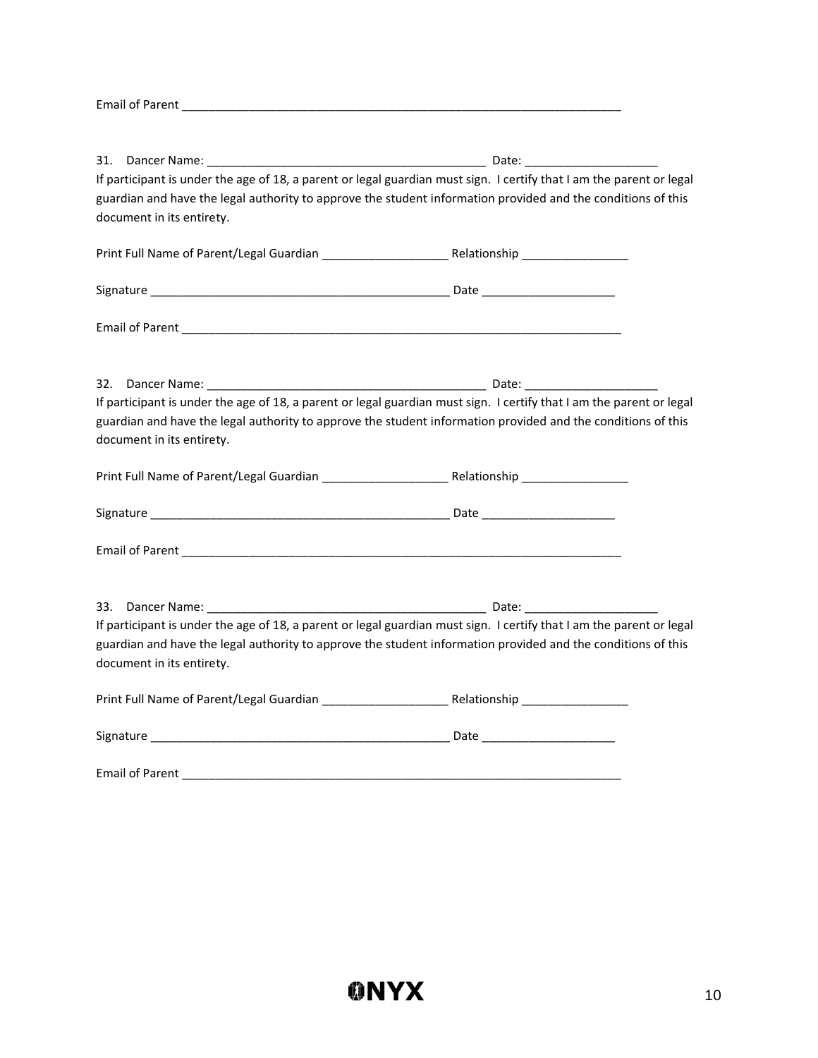Email of Parent ____________________________________________________________________

31. Dancer Name: __________________________________________ Date: ____________________

If participant is under the age of 18, a parent or legal guardian must sign. I certify that I am the parent or legal guardian and have the legal authority to approve the student information provided and the conditions of this document in its entirety.

Print Full Name of Parent/Legal Guardian ___________________ Relationship ________________

Signature ______________________________________________ Date ____________________

Email of Parent ____________________________________________________________________

32. Dancer Name: __________________________________________ Date: ____________________

If participant is under the age of 18, a parent or legal guardian must sign. I certify that I am the parent or legal guardian and have the legal authority to approve the student information provided and the conditions of this document in its entirety.

Print Full Name of Parent/Legal Guardian ___________________ Relationship ________________

Signature ______________________________________________ Date ____________________

Email of Parent ____________________________________________________________________

33. Dancer Name: __________________________________________ Date: ____________________

If participant is under the age of 18, a parent or legal guardian must sign. I certify that I am the parent or legal guardian and have the legal authority to approve the student information provided and the conditions of this document in its entirety.

Print Full Name of Parent/Legal Guardian ___________________ Relationship ________________

Signature ______________________________________________ Date ____________________

Email of Parent ____________________________________________________________________

ONYX